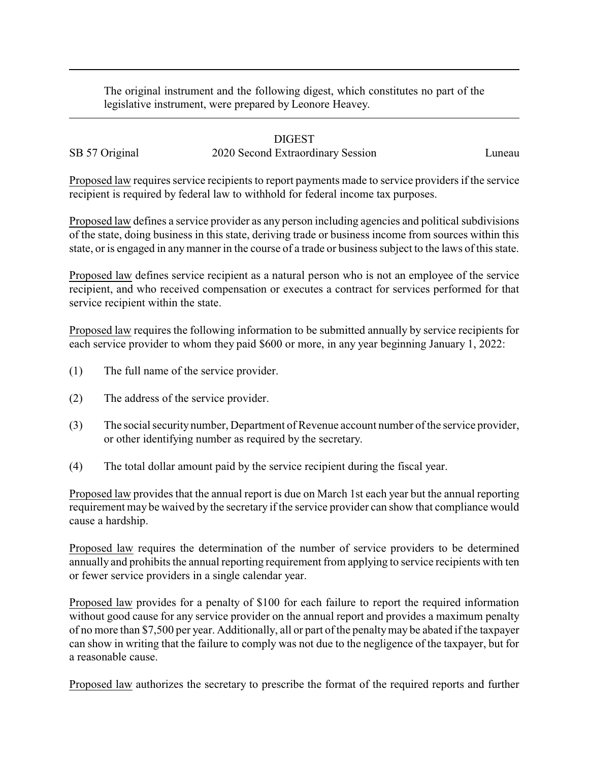The original instrument and the following digest, which constitutes no part of the legislative instrument, were prepared by Leonore Heavey.

DIGEST

SB 57 Original 2020 Second Extraordinary Session Luneau

Proposed law requires service recipients to report payments made to service providers if the service recipient is required by federal law to withhold for federal income tax purposes.

Proposed law defines a service provider as any person including agencies and political subdivisions of the state, doing business in this state, deriving trade or business income from sources within this state, or is engaged in any manner in the course of a trade or business subject to the laws of this state.

Proposed law defines service recipient as a natural person who is not an employee of the service recipient, and who received compensation or executes a contract for services performed for that service recipient within the state.

Proposed law requires the following information to be submitted annually by service recipients for each service provider to whom they paid $600 or more, in any year beginning January 1, 2022:

(1) The full name of the service provider.

(2) The address of the service provider.

(3) The social security number, Department of Revenue account number of the service provider, or other identifying number as required by the secretary.

(4) The total dollar amount paid by the service recipient during the fiscal year.

Proposed law provides that the annual report is due on March 1st each year but the annual reporting requirement may be waived by the secretary if the service provider can show that compliance would cause a hardship.

Proposed law requires the determination of the number of service providers to be determined annually and prohibits the annual reporting requirement from applying to service recipients with ten or fewer service providers in a single calendar year.

Proposed law provides for a penalty of $100 for each failure to report the required information without good cause for any service provider on the annual report and provides a maximum penalty of no more than $7,500 per year. Additionally, all or part of the penalty may be abated if the taxpayer can show in writing that the failure to comply was not due to the negligence of the taxpayer, but for a reasonable cause.

Proposed law authorizes the secretary to prescribe the format of the required reports and further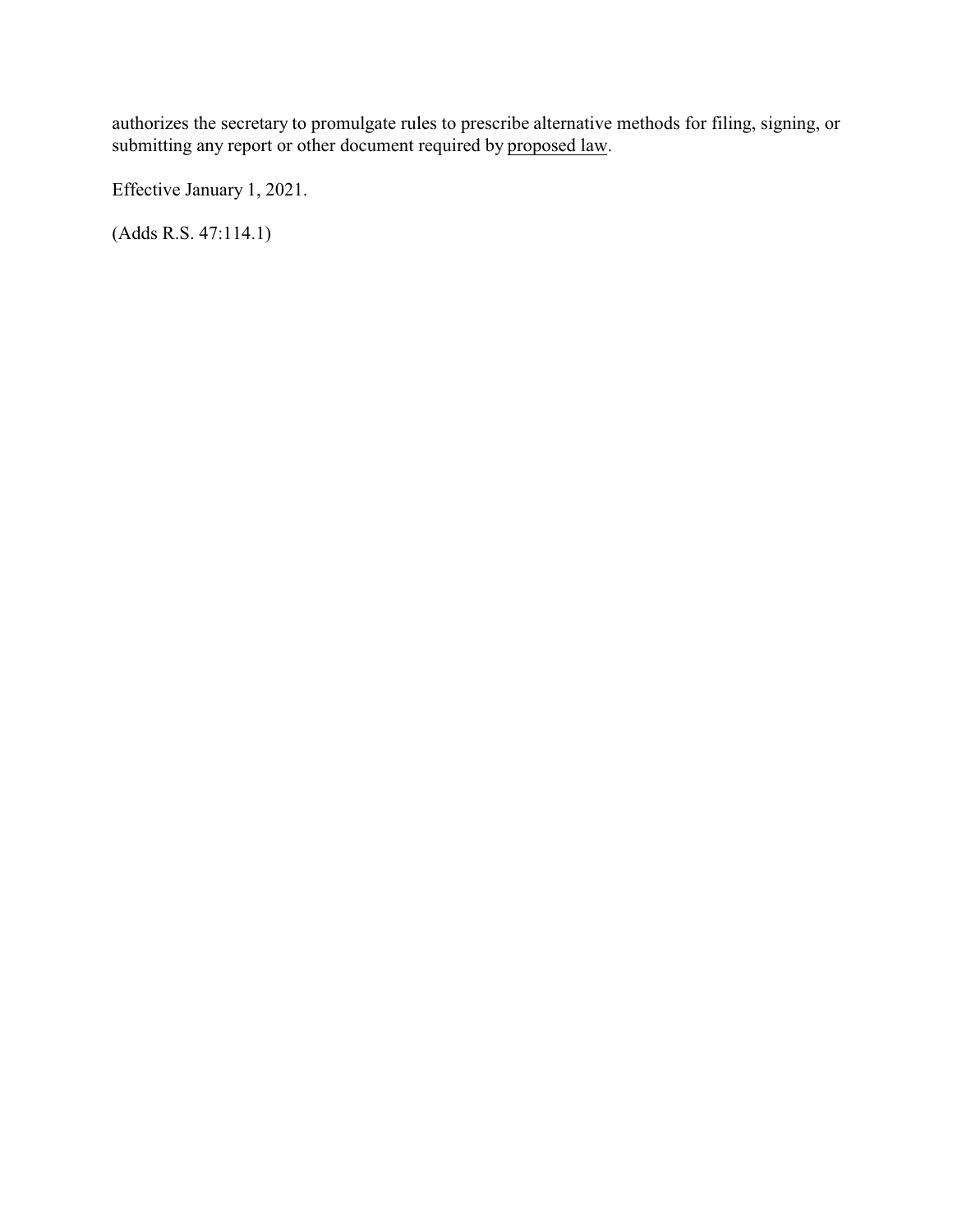authorizes the secretary to promulgate rules to prescribe alternative methods for filing, signing, or submitting any report or other document required by proposed law.

Effective January 1, 2021.

(Adds R.S. 47:114.1)